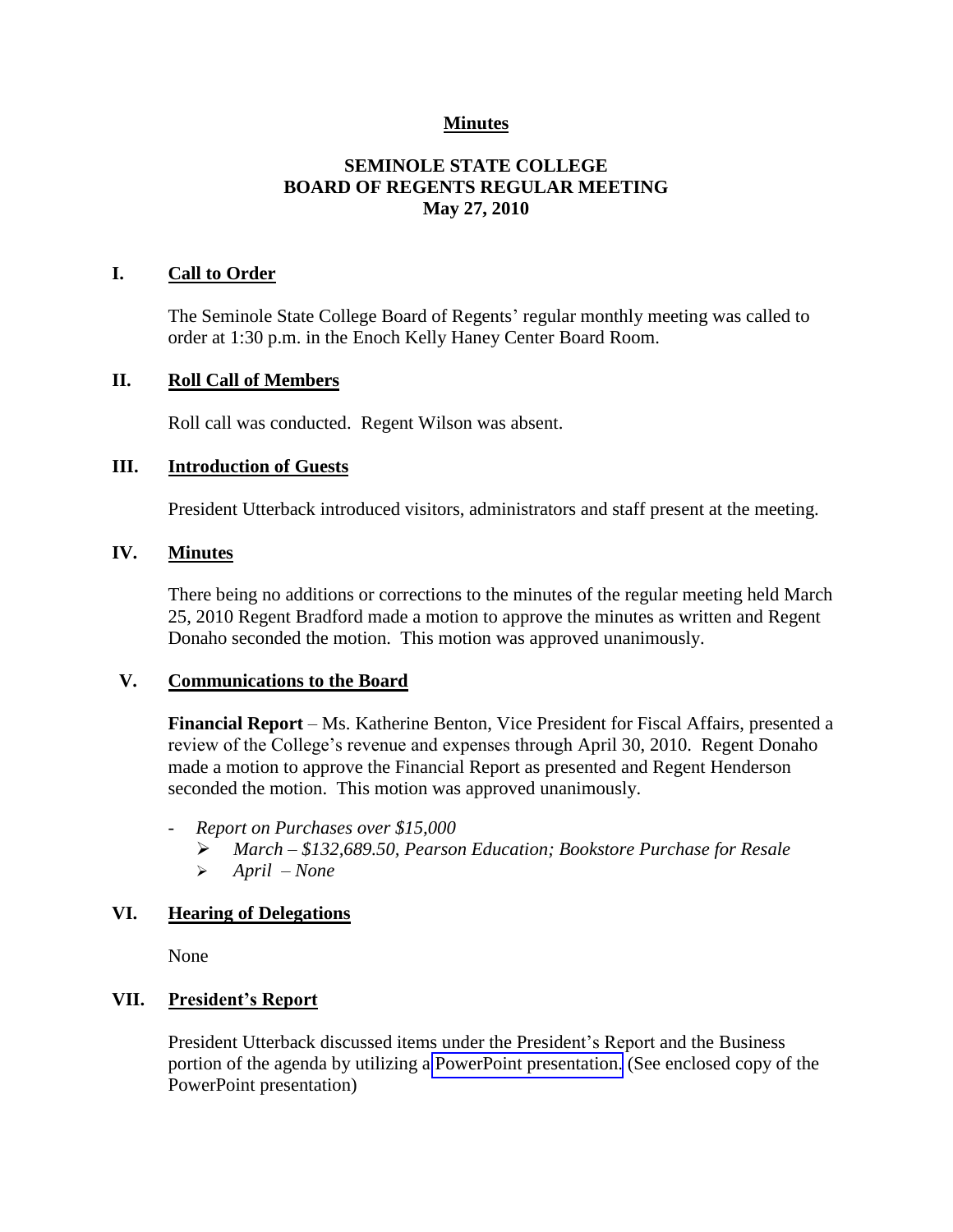# Minutes

## SEMINOLE STATE COLLEGE
## BOARD OF REGENTS REGULAR MEETING
## May 27, 2010

### I. Call to Order

The Seminole State College Board of Regents' regular monthly meeting was called to order at 1:30 p.m. in the Enoch Kelly Haney Center Board Room.

### II. Roll Call of Members

Roll call was conducted. Regent Wilson was absent.

### III. Introduction of Guests

President Utterback introduced visitors, administrators and staff present at the meeting.

### IV. Minutes

There being no additions or corrections to the minutes of the regular meeting held March 25, 2010 Regent Bradford made a motion to approve the minutes as written and Regent Donaho seconded the motion. This motion was approved unanimously.

### V. Communications to the Board

**Financial Report** – Ms. Katherine Benton, Vice President for Fiscal Affairs, presented a review of the College's revenue and expenses through April 30, 2010. Regent Donaho made a motion to approve the Financial Report as presented and Regent Henderson seconded the motion. This motion was approved unanimously.

- *Report on Purchases over $15,000*
  - *March – $132,689.50, Pearson Education; Bookstore Purchase for Resale*
  - *April – None*

### VI. Hearing of Delegations

None

### VII. President's Report

President Utterback discussed items under the President's Report and the Business portion of the agenda by utilizing a PowerPoint presentation. (See enclosed copy of the PowerPoint presentation)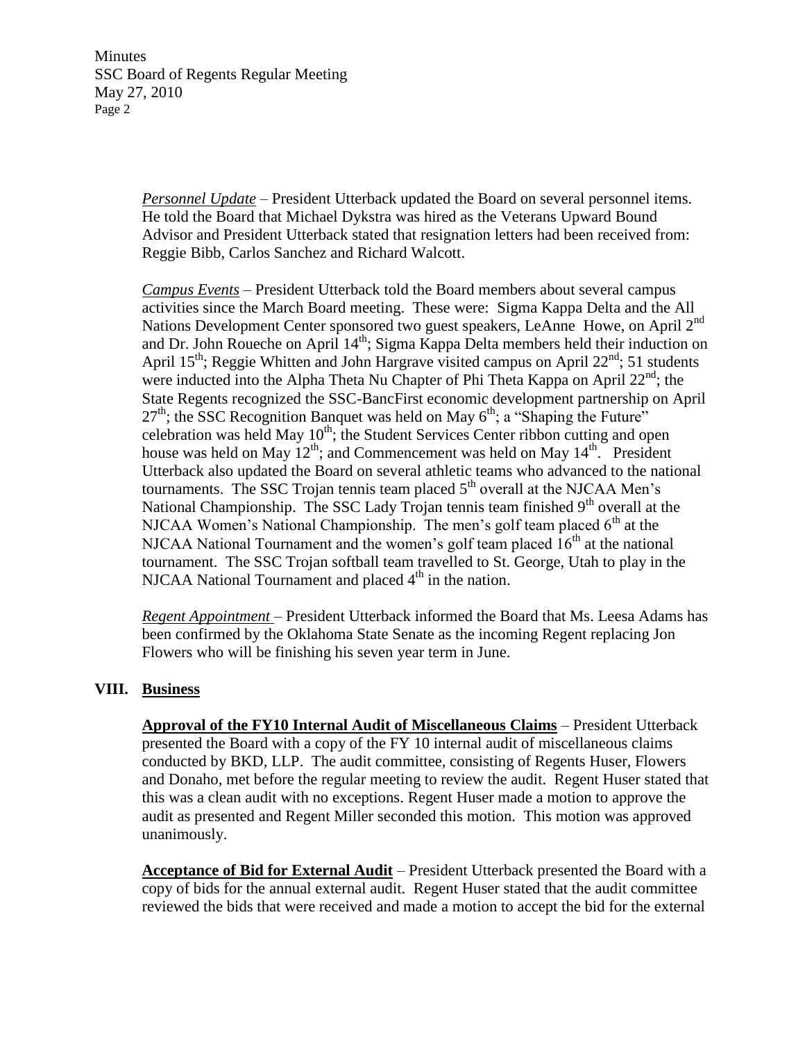*<u>Personnel Update</u>* – President Utterback updated the Board on several personnel items. He told the Board that Michael Dykstra was hired as the Veterans Upward Bound Advisor and President Utterback stated that resignation letters had been received from: Reggie Bibb, Carlos Sanchez and Richard Walcott.

*<u>Campus Events</u>* – President Utterback told the Board members about several campus activities since the March Board meeting. These were: Sigma Kappa Delta and the All Nations Development Center sponsored two guest speakers, LeAnne Howe, on April 2nd and Dr. John Roueche on April 14th; Sigma Kappa Delta members held their induction on April 15th; Reggie Whitten and John Hargrave visited campus on April 22nd; 51 students were inducted into the Alpha Theta Nu Chapter of Phi Theta Kappa on April 22nd; the State Regents recognized the SSC-BancFirst economic development partnership on April 27th; the SSC Recognition Banquet was held on May 6th; a "Shaping the Future" celebration was held May 10th; the Student Services Center ribbon cutting and open house was held on May 12th; and Commencement was held on May 14th. President Utterback also updated the Board on several athletic teams who advanced to the national tournaments. The SSC Trojan tennis team placed 5th overall at the NJCAA Men's National Championship. The SSC Lady Trojan tennis team finished 9th overall at the NJCAA Women's National Championship. The men's golf team placed 6th at the NJCAA National Tournament and the women's golf team placed 16th at the national tournament. The SSC Trojan softball team travelled to St. George, Utah to play in the NJCAA National Tournament and placed 4th in the nation.

*<u>Regent Appointment</u>* – President Utterback informed the Board that Ms. Leesa Adams has been confirmed by the Oklahoma State Senate as the incoming Regent replacing Jon Flowers who will be finishing his seven year term in June.

## VIII. Business

**<u>Approval of the FY10 Internal Audit of Miscellaneous Claims</u>** – President Utterback presented the Board with a copy of the FY 10 internal audit of miscellaneous claims conducted by BKD, LLP. The audit committee, consisting of Regents Huser, Flowers and Donaho, met before the regular meeting to review the audit. Regent Huser stated that this was a clean audit with no exceptions. Regent Huser made a motion to approve the audit as presented and Regent Miller seconded this motion. This motion was approved unanimously.

**<u>Acceptance of Bid for External Audit</u>** – President Utterback presented the Board with a copy of bids for the annual external audit. Regent Huser stated that the audit committee reviewed the bids that were received and made a motion to accept the bid for the external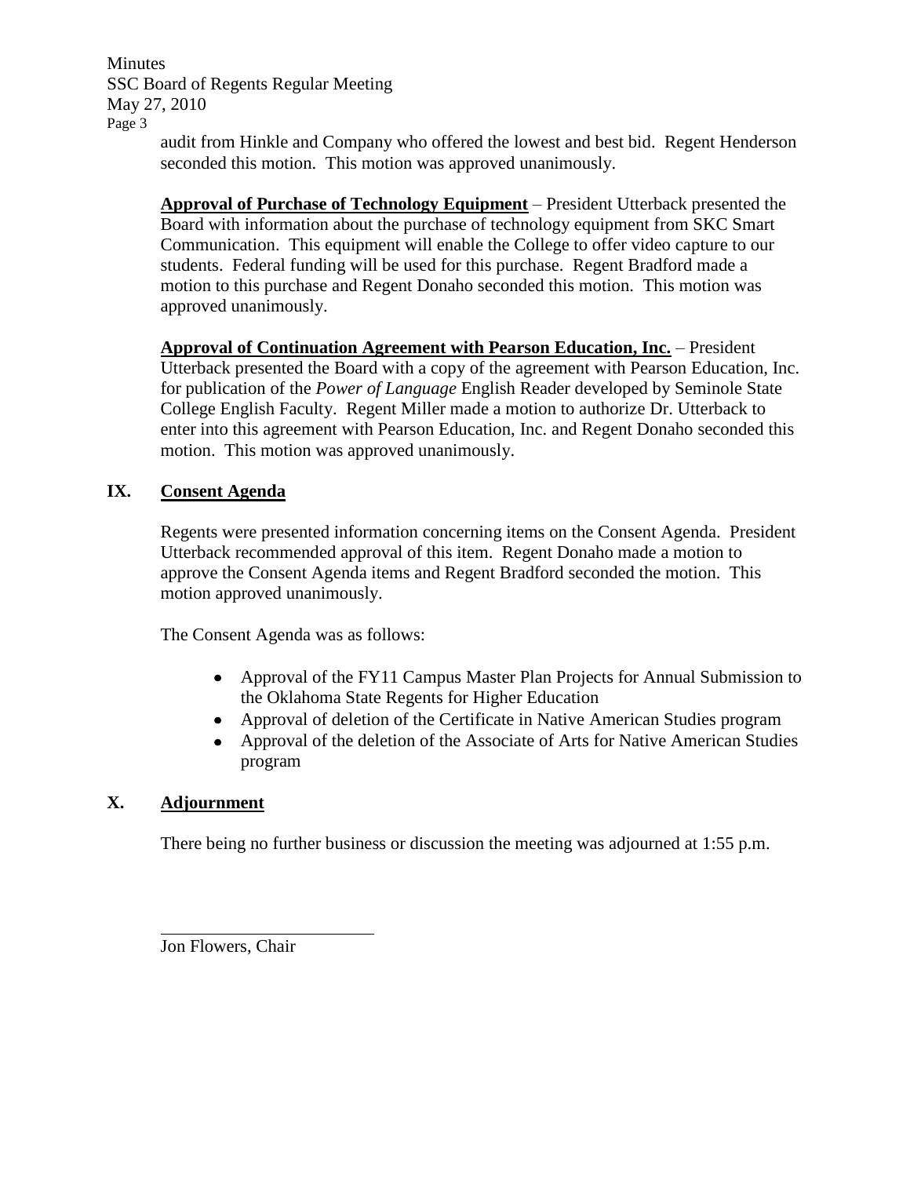audit from Hinkle and Company who offered the lowest and best bid. Regent Henderson seconded this motion. This motion was approved unanimously.

**Approval of Purchase of Technology Equipment** – President Utterback presented the Board with information about the purchase of technology equipment from SKC Smart Communication. This equipment will enable the College to offer video capture to our students. Federal funding will be used for this purchase. Regent Bradford made a motion to this purchase and Regent Donaho seconded this motion. This motion was approved unanimously.

**Approval of Continuation Agreement with Pearson Education, Inc.** – President Utterback presented the Board with a copy of the agreement with Pearson Education, Inc. for publication of the *Power of Language* English Reader developed by Seminole State College English Faculty. Regent Miller made a motion to authorize Dr. Utterback to enter into this agreement with Pearson Education, Inc. and Regent Donaho seconded this motion. This motion was approved unanimously.

## IX. Consent Agenda

Regents were presented information concerning items on the Consent Agenda. President Utterback recommended approval of this item. Regent Donaho made a motion to approve the Consent Agenda items and Regent Bradford seconded the motion. This motion approved unanimously.

The Consent Agenda was as follows:

- Approval of the FY11 Campus Master Plan Projects for Annual Submission to the Oklahoma State Regents for Higher Education
- Approval of deletion of the Certificate in Native American Studies program
- Approval of the deletion of the Associate of Arts for Native American Studies program

## X. Adjournment

There being no further business or discussion the meeting was adjourned at 1:55 p.m.

Jon Flowers, Chair